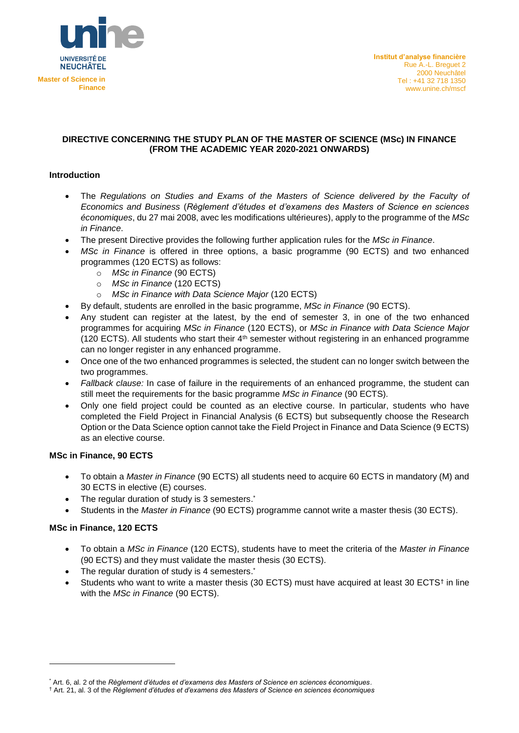UNIVERSITÉ DE NEUCHÂTEL

**Master of Science in Finance**

**Institut d'analyse financière**
Rue A.-L. Breguet 2
2000 Neuchâtel
Tel : +41 32 718 1350
www.unine.ch/mscf

**DIRECTIVE CONCERNING THE STUDY PLAN OF THE MASTER OF SCIENCE (MSc) IN FINANCE (FROM THE ACADEMIC YEAR 2020-2021 ONWARDS)**

## Introduction

- The *Regulations on Studies and Exams of the Masters of Science delivered by the Faculty of Economics and Business* (*Règlement d'études et d'examens des Masters of Science en sciences économiques*, du 27 mai 2008, avec les modifications ultérieures), apply to the programme of the *MSc in Finance*.
- The present Directive provides the following further application rules for the *MSc in Finance*.
- *MSc in Finance* is offered in three options, a basic programme (90 ECTS) and two enhanced programmes (120 ECTS) as follows:
  - *MSc in Finance* (90 ECTS)
  - *MSc in Finance* (120 ECTS)
  - *MSc in Finance with Data Science Major* (120 ECTS)
- By default, students are enrolled in the basic programme, *MSc in Finance* (90 ECTS).
- Any student can register at the latest, by the end of semester 3, in one of the two enhanced programmes for acquiring *MSc in Finance* (120 ECTS), or *MSc in Finance with Data Science Major* (120 ECTS). All students who start their 4th semester without registering in an enhanced programme can no longer register in any enhanced programme.
- Once one of the two enhanced programmes is selected, the student can no longer switch between the two programmes.
- *Fallback clause:* In case of failure in the requirements of an enhanced programme, the student can still meet the requirements for the basic programme *MSc in Finance* (90 ECTS).
- Only one field project could be counted as an elective course. In particular, students who have completed the Field Project in Financial Analysis (6 ECTS) but subsequently choose the Research Option or the Data Science option cannot take the Field Project in Finance and Data Science (9 ECTS) as an elective course.

## MSc in Finance, 90 ECTS

- To obtain a *Master in Finance* (90 ECTS) all students need to acquire 60 ECTS in mandatory (M) and 30 ECTS in elective (E) courses.
- The regular duration of study is 3 semesters.[*]
- Students in the *Master in Finance* (90 ECTS) programme cannot write a master thesis (30 ECTS).

## MSc in Finance, 120 ECTS

- To obtain a *MSc in Finance* (120 ECTS), students have to meet the criteria of the *Master in Finance* (90 ECTS) and they must validate the master thesis (30 ECTS).
- The regular duration of study is 4 semesters.[*]
- Students who want to write a master thesis (30 ECTS) must have acquired at least 30 ECTS[†] in line with the *MSc in Finance* (90 ECTS).

---

[*] Art. 6, al. 2 of the *Règlement d'études et d'examens des Masters of Science en sciences économiques*.

[†] Art. 21, al. 3 of the *Règlement d'études et d'examens des Masters of Science en sciences économiques*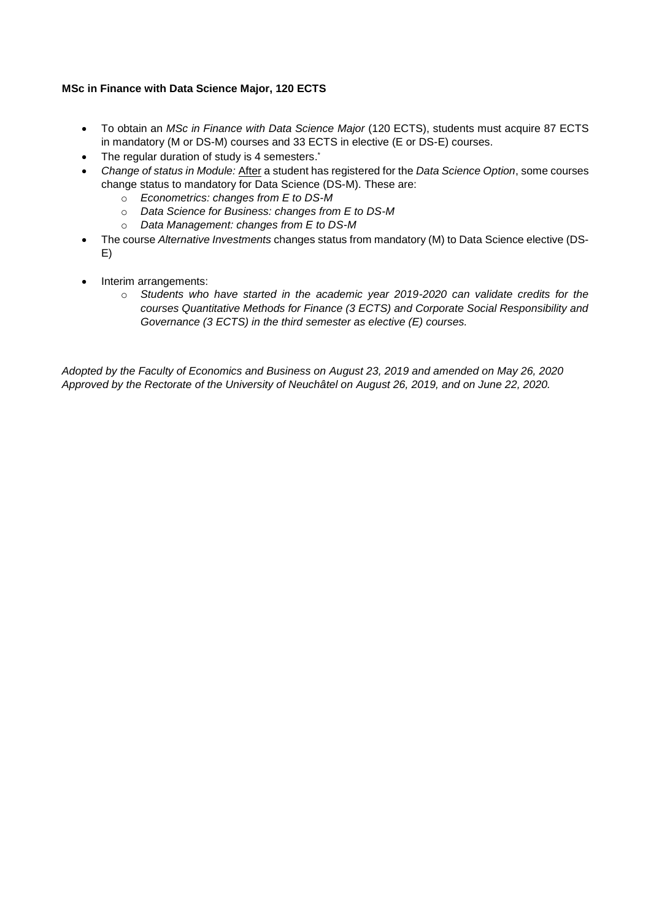**MSc in Finance with Data Science Major, 120 ECTS**

- To obtain an *MSc in Finance with Data Science Major* (120 ECTS), students must acquire 87 ECTS in mandatory (M or DS-M) courses and 33 ECTS in elective (E or DS-E) courses.
- The regular duration of study is 4 semesters.*
- *Change of status in Module:* After a student has registered for the *Data Science Option*, some courses change status to mandatory for Data Science (DS-M). These are:
  - *Econometrics: changes from E to DS-M*
  - *Data Science for Business: changes from E to DS-M*
  - *Data Management: changes from E to DS-M*
- The course *Alternative Investments* changes status from mandatory (M) to Data Science elective (DS-E)
- Interim arrangements:
  - *Students who have started in the academic year 2019-2020 can validate credits for the courses Quantitative Methods for Finance (3 ECTS) and Corporate Social Responsibility and Governance (3 ECTS) in the third semester as elective (E) courses.*

*Adopted by the Faculty of Economics and Business on August 23, 2019 and amended on May 26, 2020*
*Approved by the Rectorate of the University of Neuchâtel on August 26, 2019, and on June 22, 2020.*